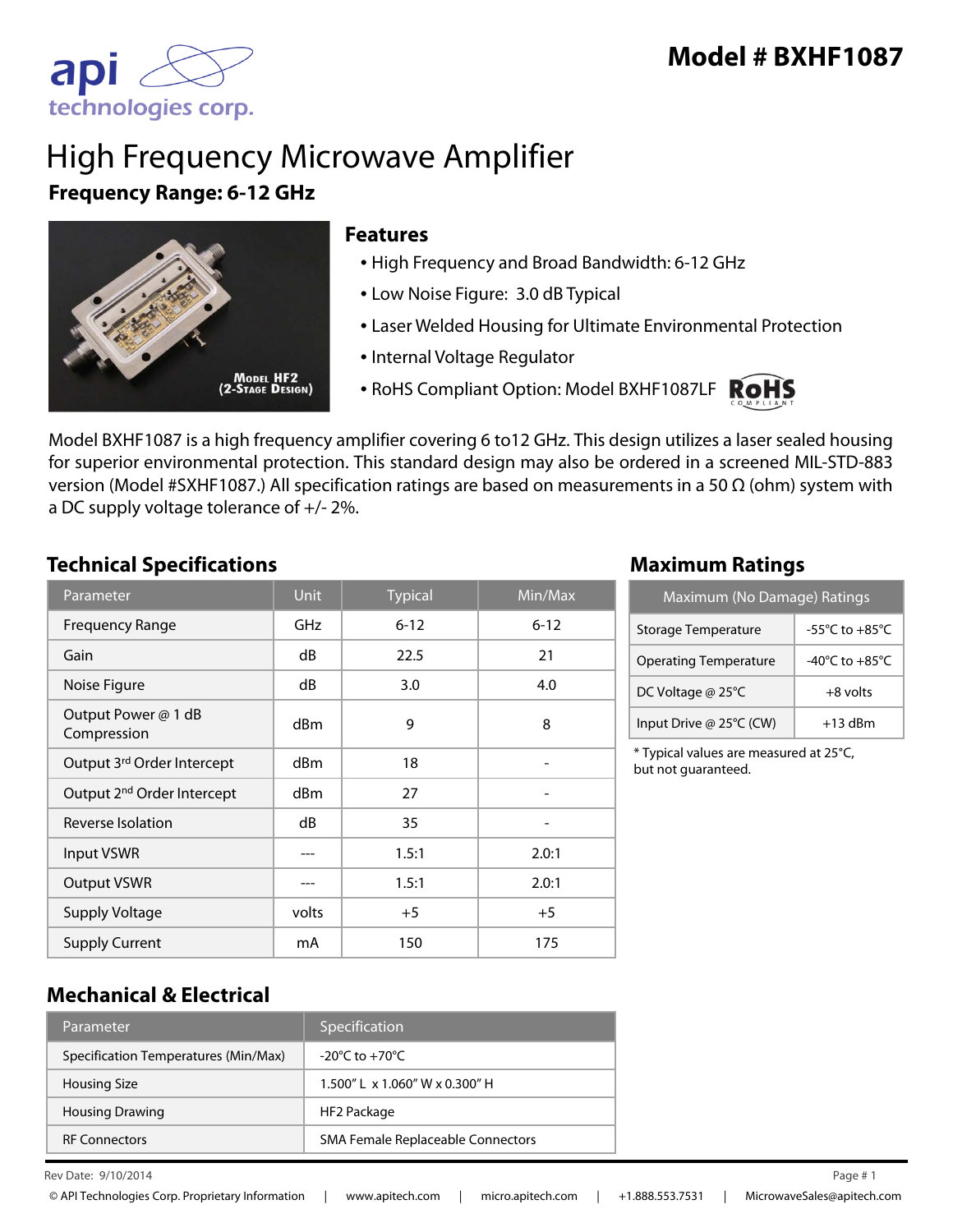# Model # BXHF1087

# High Frequency Microwave Amplifier

**Frequency Range: 6-12 GHz**

Model HF2
(2-Stage Design)

## Features

- High Frequency and Broad Bandwidth: 6-12 GHz
- Low Noise Figure: 3.0 dB Typical
- Laser Welded Housing for Ultimate Environmental Protection
- Internal Voltage Regulator
- RoHS Compliant Option: Model BXHF1087LF

Model BXHF1087 is a high frequency amplifier covering 6 to12 GHz. This design utilizes a laser sealed housing for superior environmental protection. This standard design may also be ordered in a screened MIL-STD-883 version (Model #SXHF1087.) All specification ratings are based on measurements in a 50 Ω (ohm) system with a DC supply voltage tolerance of +/- 2%.

## Technical Specifications

| Parameter | Unit | Typical | Min/Max |
|---|---|---|---|
| Frequency Range | GHz | 6-12 | 6-12 |
| Gain | dB | 22.5 | 21 |
| Noise Figure | dB | 3.0 | 4.0 |
| Output Power @ 1 dB Compression | dBm | 9 | 8 |
| Output 3rd Order Intercept | dBm | 18 | - |
| Output 2nd Order Intercept | dBm | 27 | - |
| Reverse Isolation | dB | 35 | - |
| Input VSWR | --- | 1.5:1 | 2.0:1 |
| Output VSWR | --- | 1.5:1 | 2.0:1 |
| Supply Voltage | volts | +5 | +5 |
| Supply Current | mA | 150 | 175 |

## Maximum Ratings

| Maximum (No Damage) Ratings | |
|---|---|
| Storage Temperature | -55°C to +85°C |
| Operating Temperature | -40°C to +85°C |
| DC Voltage @ 25°C | +8 volts |
| Input Drive @ 25°C (CW) | +13 dBm |

* Typical values are measured at 25°C, but not guaranteed.

## Mechanical & Electrical

| Parameter | Specification |
|---|---|
| Specification Temperatures (Min/Max) | -20°C to +70°C |
| Housing Size | 1.500" L x 1.060" W x 0.300" H |
| Housing Drawing | HF2 Package |
| RF Connectors | SMA Female Replaceable Connectors |

Rev Date: 9/10/2014

© API Technologies Corp. Proprietary Information | www.apitech.com | micro.apitech.com | +1.888.553.7531 | MicrowaveSales@apitech.com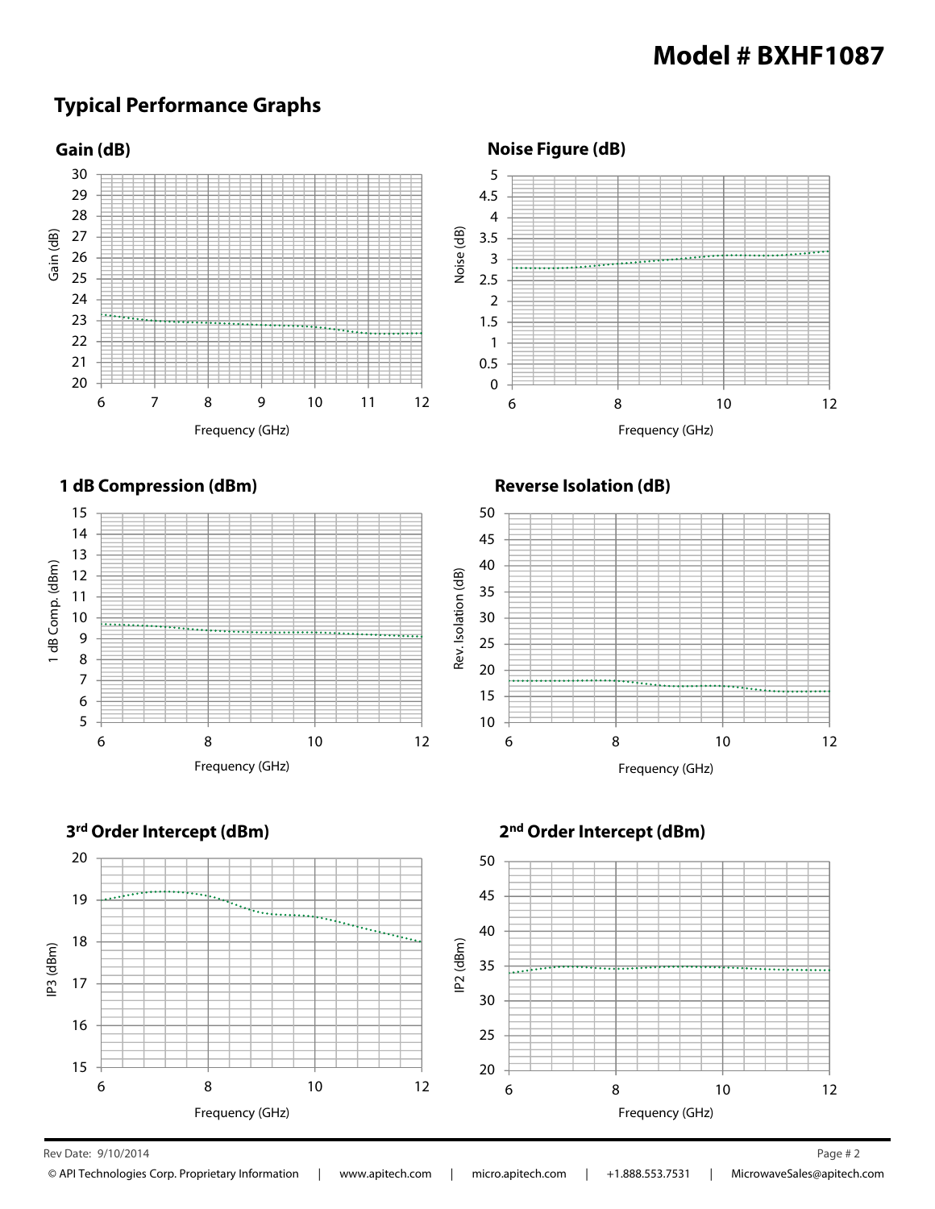# Model # BXHF1087

## Typical Performance Graphs

### Gain (dB)

Gain (dB)

Frequency (GHz)

### Noise Figure (dB)

Noise (dB)

Frequency (GHz)

### 1 dB Compression (dBm)

1 dB Comp. (dBm)

Frequency (GHz)

### Reverse Isolation (dB)

Rev. Isolation (dB)

Frequency (GHz)

### 3rd Order Intercept (dBm)

IP3 (dBm)

Frequency (GHz)

### 2nd Order Intercept (dBm)

IP2 (dBm)

Frequency (GHz)

Rev Date: 9/10/2014

© API Technologies Corp. Proprietary Information | www.apitech.com | micro.apitech.com | +1.888.553.7531 | MicrowaveSales@apitech.com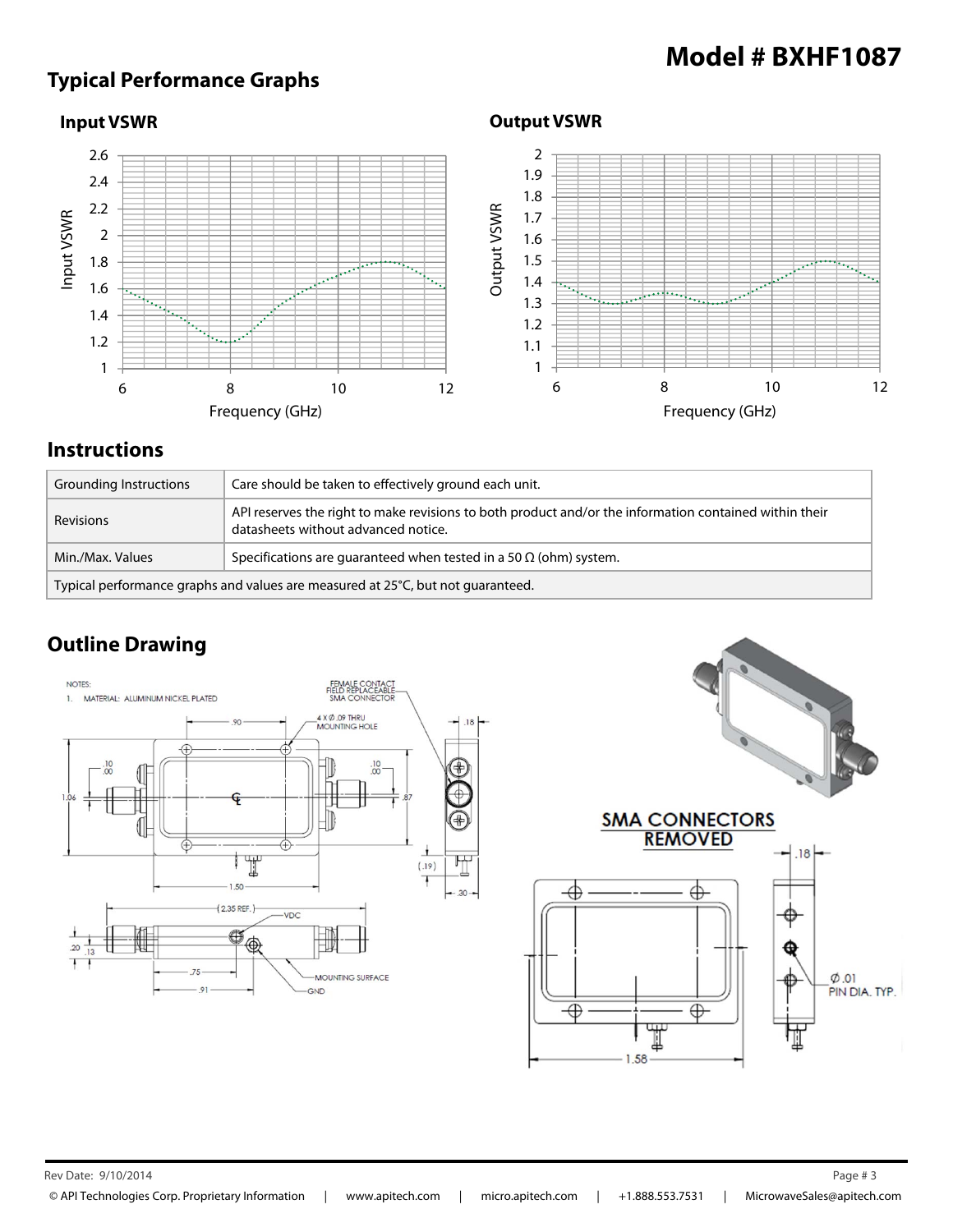# Model # BXHF1087

## Typical Performance Graphs

### Input VSWR

Input VSWR

2.6
2.4
2.2
2
1.8
1.6
1.4
1.2
1

6
8
10
12

Frequency (GHz)

### Output VSWR

Output VSWR

2
1.9
1.8
1.7
1.6
1.5
1.4
1.3
1.2
1.1
1

6
8
10
12

Frequency (GHz)

## Instructions

| | |
|---|---|
| Grounding Instructions | Care should be taken to effectively ground each unit. |
| Revisions | API reserves the right to make revisions to both product and/or the information contained within their datasheets without advanced notice. |
| Min./Max. Values | Specifications are guaranteed when tested in a 50 Ω (ohm) system. |
| Typical performance graphs and values are measured at 25°C, but not guaranteed. | |

## Outline Drawing

NOTES:
1. MATERIAL: ALUMINUM NICKEL PLATED

FEMALE CONTACT FIELD REPLACEABLE SMA CONNECTOR

4 X Ø .09 THRU MOUNTING HOLE

.90
.18
.10
.00
.10
.00
1.06
.87
(.19)
.30
1.50
(2.35 REF.)
VDC
.20
.13
.75
.91
MOUNTING SURFACE
GND

SMA CONNECTORS REMOVED

.18
Ø .01 PIN DIA. TYP.
1.58